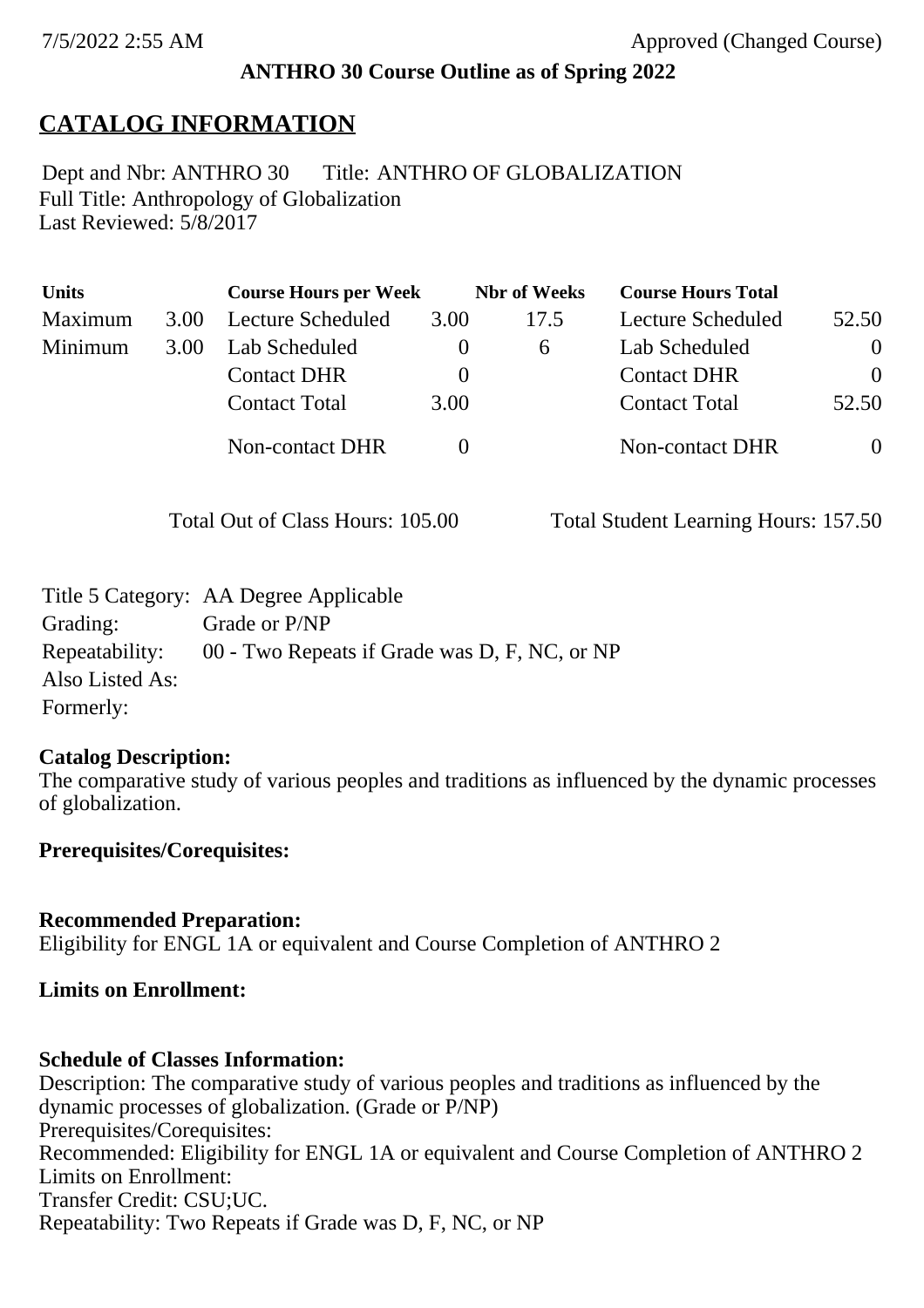7/5/2022 2:55 AM Approved (Changed Course)

**ANTHRO 30 Course Outline as of Spring 2022**

# CATALOG INFORMATION

Dept and Nbr: ANTHRO 30 Title: ANTHRO OF GLOBALIZATION
Full Title: Anthropology of Globalization
Last Reviewed: 5/8/2017

| Units | | Course Hours per Week | | Nbr of Weeks | Course Hours Total | |
|---|---|---|---|---|---|---|
| Maximum | 3.00 | Lecture Scheduled | 3.00 | 17.5 | Lecture Scheduled | 52.50 |
| Minimum | 3.00 | Lab Scheduled | 0 | 6 | Lab Scheduled | 0 |
| | | Contact DHR | 0 | | Contact DHR | 0 |
| | | Contact Total | 3.00 | | Contact Total | 52.50 |
| | | Non-contact DHR | 0 | | Non-contact DHR | 0 |

Total Out of Class Hours: 105.00 Total Student Learning Hours: 157.50

Title 5 Category: AA Degree Applicable
Grading: Grade or P/NP
Repeatability: 00 - Two Repeats if Grade was D, F, NC, or NP
Also Listed As:
Formerly:

**Catalog Description:**
The comparative study of various peoples and traditions as influenced by the dynamic processes of globalization.

**Prerequisites/Corequisites:**

**Recommended Preparation:**
Eligibility for ENGL 1A or equivalent and Course Completion of ANTHRO 2

**Limits on Enrollment:**

**Schedule of Classes Information:**
Description: The comparative study of various peoples and traditions as influenced by the dynamic processes of globalization. (Grade or P/NP)
Prerequisites/Corequisites:
Recommended: Eligibility for ENGL 1A or equivalent and Course Completion of ANTHRO 2
Limits on Enrollment:
Transfer Credit: CSU;UC.
Repeatability: Two Repeats if Grade was D, F, NC, or NP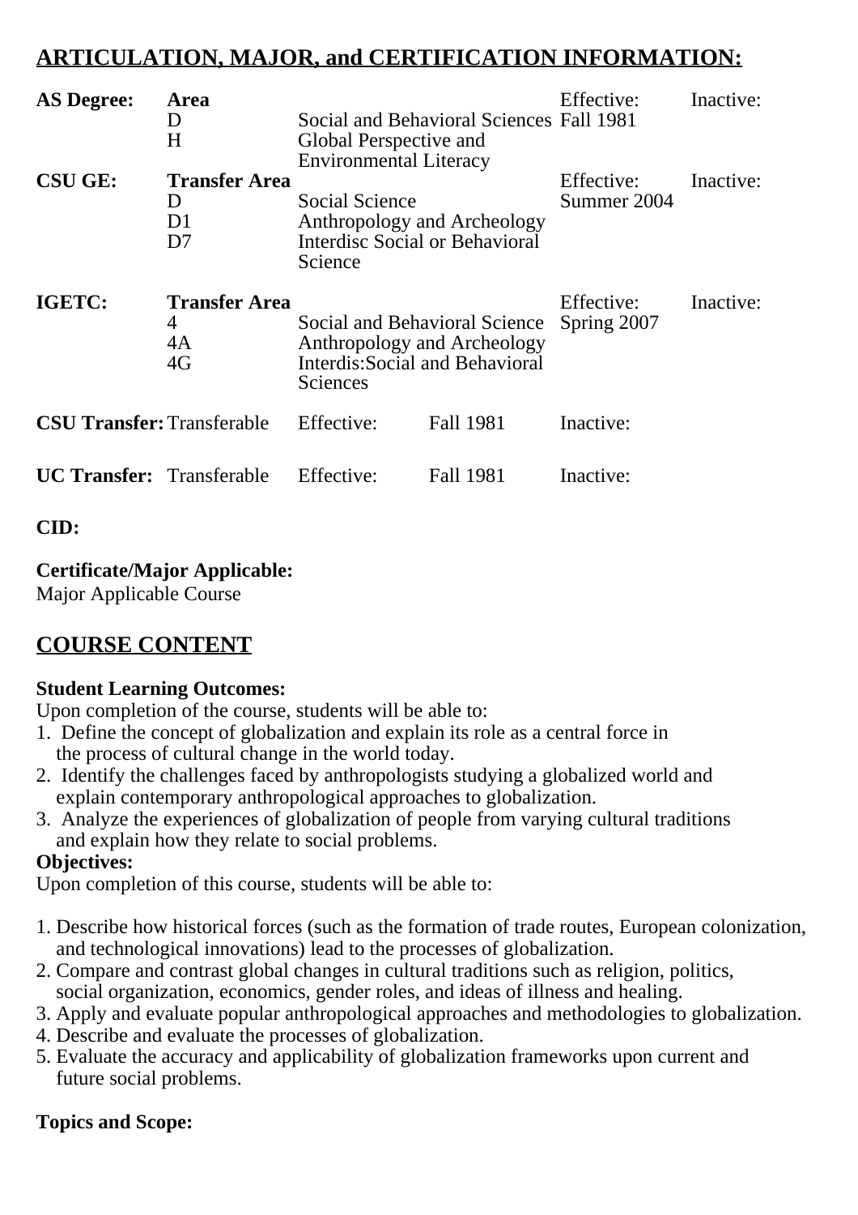## ARTICULATION, MAJOR, and CERTIFICATION INFORMATION:

| | | | | |
|---|---|---|---|---|
| **AS Degree:** | **Area** | | Effective: | Inactive: |
| | D | Social and Behavioral Sciences | Fall 1981 | |
| | H | Global Perspective and Environmental Literacy | | |
| **CSU GE:** | **Transfer Area** | | Effective: | Inactive: |
| | D | Social Science | Summer 2004 | |
| | D1 | Anthropology and Archeology | | |
| | D7 | Interdisc Social or Behavioral Science | | |
| **IGETC:** | **Transfer Area** | | Effective: | Inactive: |
| | 4 | Social and Behavioral Science | Spring 2007 | |
| | 4A | Anthropology and Archeology | | |
| | 4G | Interdis:Social and Behavioral Sciences | | |

| | | | | |
|---|---|---|---|---|
| **CSU Transfer:** | Transferable | Effective: | Fall 1981 | Inactive: |
| **UC Transfer:** | Transferable | Effective: | Fall 1981 | Inactive: |

**CID:**

**Certificate/Major Applicable:**
Major Applicable Course

## COURSE CONTENT

**Student Learning Outcomes:**
Upon completion of the course, students will be able to:
1. Define the concept of globalization and explain its role as a central force in the process of cultural change in the world today.
2. Identify the challenges faced by anthropologists studying a globalized world and explain contemporary anthropological approaches to globalization.
3. Analyze the experiences of globalization of people from varying cultural traditions and explain how they relate to social problems.

**Objectives:**
Upon completion of this course, students will be able to:

1. Describe how historical forces (such as the formation of trade routes, European colonization, and technological innovations) lead to the processes of globalization.
2. Compare and contrast global changes in cultural traditions such as religion, politics, social organization, economics, gender roles, and ideas of illness and healing.
3. Apply and evaluate popular anthropological approaches and methodologies to globalization.
4. Describe and evaluate the processes of globalization.
5. Evaluate the accuracy and applicability of globalization frameworks upon current and future social problems.

**Topics and Scope:**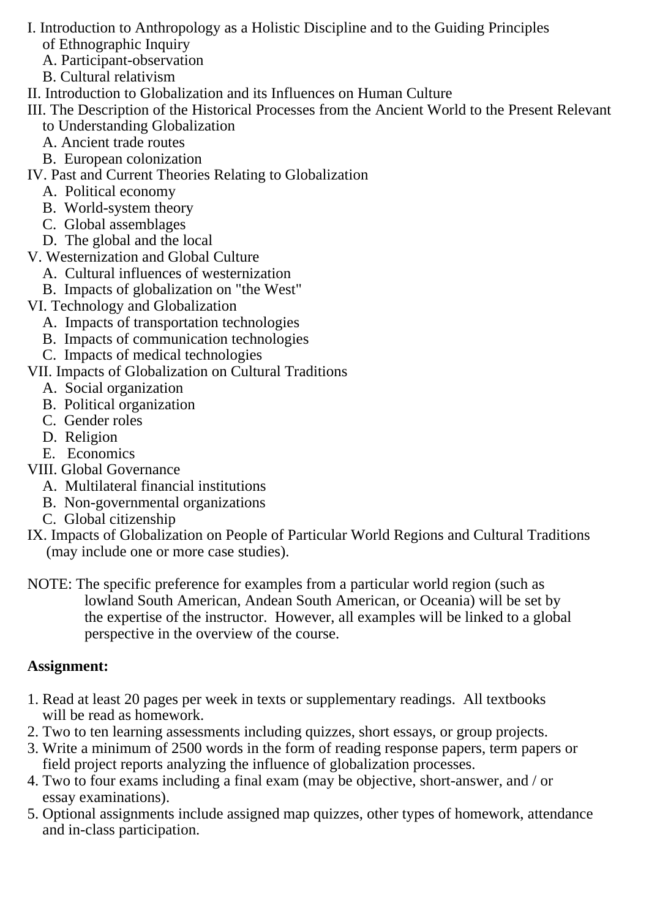I. Introduction to Anthropology as a Holistic Discipline and to the Guiding Principles of Ethnographic Inquiry
   A. Participant-observation
   B. Cultural relativism

II. Introduction to Globalization and its Influences on Human Culture

III. The Description of the Historical Processes from the Ancient World to the Present Relevant to Understanding Globalization
   A. Ancient trade routes
   B. European colonization

IV. Past and Current Theories Relating to Globalization
   A. Political economy
   B. World-system theory
   C. Global assemblages
   D. The global and the local

V. Westernization and Global Culture
   A. Cultural influences of westernization
   B. Impacts of globalization on "the West"

VI. Technology and Globalization
   A. Impacts of transportation technologies
   B. Impacts of communication technologies
   C. Impacts of medical technologies

VII. Impacts of Globalization on Cultural Traditions
   A. Social organization
   B. Political organization
   C. Gender roles
   D. Religion
   E. Economics

VIII. Global Governance
   A. Multilateral financial institutions
   B. Non-governmental organizations
   C. Global citizenship

IX. Impacts of Globalization on People of Particular World Regions and Cultural Traditions (may include one or more case studies).

NOTE: The specific preference for examples from a particular world region (such as lowland South American, Andean South American, or Oceania) will be set by the expertise of the instructor. However, all examples will be linked to a global perspective in the overview of the course.

**Assignment:**

1. Read at least 20 pages per week in texts or supplementary readings. All textbooks will be read as homework.
2. Two to ten learning assessments including quizzes, short essays, or group projects.
3. Write a minimum of 2500 words in the form of reading response papers, term papers or field project reports analyzing the influence of globalization processes.
4. Two to four exams including a final exam (may be objective, short-answer, and / or essay examinations).
5. Optional assignments include assigned map quizzes, other types of homework, attendance and in-class participation.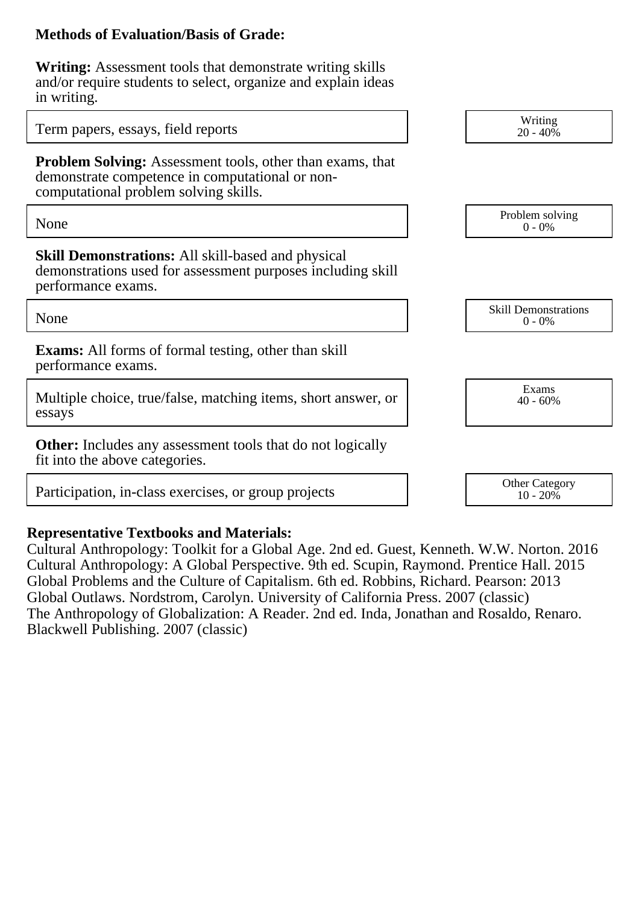**Methods of Evaluation/Basis of Grade:**

**Writing:** Assessment tools that demonstrate writing skills and/or require students to select, organize and explain ideas in writing.

| | |
|---|---|
| Term papers, essays, field reports | Writing 20 - 40% |

**Problem Solving:** Assessment tools, other than exams, that demonstrate competence in computational or non-computational problem solving skills.

| | |
|---|---|
| None | Problem solving 0 - 0% |

**Skill Demonstrations:** All skill-based and physical demonstrations used for assessment purposes including skill performance exams.

| | |
|---|---|
| None | Skill Demonstrations 0 - 0% |

**Exams:** All forms of formal testing, other than skill performance exams.

| | |
|---|---|
| Multiple choice, true/false, matching items, short answer, or essays | Exams 40 - 60% |

**Other:** Includes any assessment tools that do not logically fit into the above categories.

| | |
|---|---|
| Participation, in-class exercises, or group projects | Other Category 10 - 20% |

**Representative Textbooks and Materials:**

Cultural Anthropology: Toolkit for a Global Age. 2nd ed. Guest, Kenneth. W.W. Norton. 2016
Cultural Anthropology: A Global Perspective. 9th ed. Scupin, Raymond. Prentice Hall. 2015
Global Problems and the Culture of Capitalism. 6th ed. Robbins, Richard. Pearson: 2013
Global Outlaws. Nordstrom, Carolyn. University of California Press. 2007 (classic)
The Anthropology of Globalization: A Reader. 2nd ed. Inda, Jonathan and Rosaldo, Renaro. Blackwell Publishing. 2007 (classic)